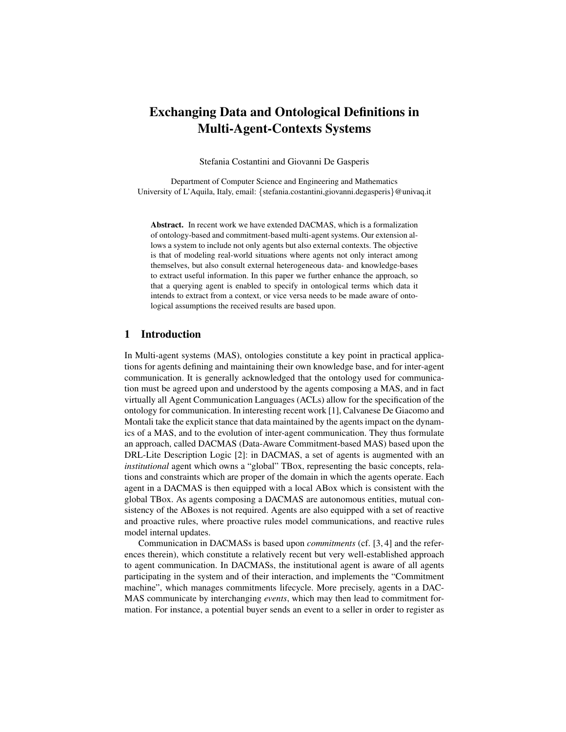# Exchanging Data and Ontological Definitions in Multi-Agent-Contexts Systems

Stefania Costantini and Giovanni De Gasperis

Department of Computer Science and Engineering and Mathematics
University of L'Aquila, Italy, email: {stefania.costantini,giovanni.degasperis}@univaq.it

**Abstract.** In recent work we have extended DACMAS, which is a formalization of ontology-based and commitment-based multi-agent systems. Our extension allows a system to include not only agents but also external contexts. The objective is that of modeling real-world situations where agents not only interact among themselves, but also consult external heterogeneous data- and knowledge-bases to extract useful information. In this paper we further enhance the approach, so that a querying agent is enabled to specify in ontological terms which data it intends to extract from a context, or vice versa needs to be made aware of ontological assumptions the received results are based upon.

## 1 Introduction

In Multi-agent systems (MAS), ontologies constitute a key point in practical applications for agents defining and maintaining their own knowledge base, and for inter-agent communication. It is generally acknowledged that the ontology used for communication must be agreed upon and understood by the agents composing a MAS, and in fact virtually all Agent Communication Languages (ACLs) allow for the specification of the ontology for communication. In interesting recent work [1], Calvanese De Giacomo and Montali take the explicit stance that data maintained by the agents impact on the dynamics of a MAS, and to the evolution of inter-agent communication. They thus formulate an approach, called DACMAS (Data-Aware Commitment-based MAS) based upon the DRL-Lite Description Logic [2]: in DACMAS, a set of agents is augmented with an *institutional* agent which owns a "global" TBox, representing the basic concepts, relations and constraints which are proper of the domain in which the agents operate. Each agent in a DACMAS is then equipped with a local ABox which is consistent with the global TBox. As agents composing a DACMAS are autonomous entities, mutual consistency of the ABoxes is not required. Agents are also equipped with a set of reactive and proactive rules, where proactive rules model communications, and reactive rules model internal updates.

Communication in DACMASs is based upon *commitments* (cf. [3, 4] and the references therein), which constitute a relatively recent but very well-established approach to agent communication. In DACMASs, the institutional agent is aware of all agents participating in the system and of their interaction, and implements the "Commitment machine", which manages commitments lifecycle. More precisely, agents in a DACMAS communicate by interchanging *events*, which may then lead to commitment formation. For instance, a potential buyer sends an event to a seller in order to register as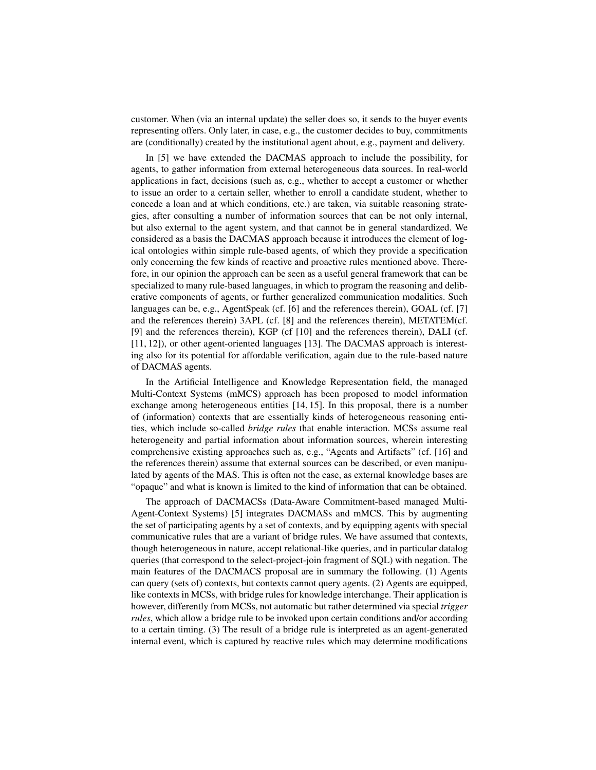customer. When (via an internal update) the seller does so, it sends to the buyer events representing offers. Only later, in case, e.g., the customer decides to buy, commitments are (conditionally) created by the institutional agent about, e.g., payment and delivery.

In [5] we have extended the DACMAS approach to include the possibility, for agents, to gather information from external heterogeneous data sources. In real-world applications in fact, decisions (such as, e.g., whether to accept a customer or whether to issue an order to a certain seller, whether to enroll a candidate student, whether to concede a loan and at which conditions, etc.) are taken, via suitable reasoning strategies, after consulting a number of information sources that can be not only internal, but also external to the agent system, and that cannot be in general standardized. We considered as a basis the DACMAS approach because it introduces the element of logical ontologies within simple rule-based agents, of which they provide a specification only concerning the few kinds of reactive and proactive rules mentioned above. Therefore, in our opinion the approach can be seen as a useful general framework that can be specialized to many rule-based languages, in which to program the reasoning and deliberative components of agents, or further generalized communication modalities. Such languages can be, e.g., AgentSpeak (cf. [6] and the references therein), GOAL (cf. [7] and the references therein) 3APL (cf. [8] and the references therein), METATEM(cf. [9] and the references therein), KGP (cf [10] and the references therein), DALI (cf. [11, 12]), or other agent-oriented languages [13]. The DACMAS approach is interesting also for its potential for affordable verification, again due to the rule-based nature of DACMAS agents.

In the Artificial Intelligence and Knowledge Representation field, the managed Multi-Context Systems (mMCS) approach has been proposed to model information exchange among heterogeneous entities [14, 15]. In this proposal, there is a number of (information) contexts that are essentially kinds of heterogeneous reasoning entities, which include so-called *bridge rules* that enable interaction. MCSs assume real heterogeneity and partial information about information sources, wherein interesting comprehensive existing approaches such as, e.g., "Agents and Artifacts" (cf. [16] and the references therein) assume that external sources can be described, or even manipulated by agents of the MAS. This is often not the case, as external knowledge bases are "opaque" and what is known is limited to the kind of information that can be obtained.

The approach of DACMACSs (Data-Aware Commitment-based managed Multi-Agent-Context Systems) [5] integrates DACMASs and mMCS. This by augmenting the set of participating agents by a set of contexts, and by equipping agents with special communicative rules that are a variant of bridge rules. We have assumed that contexts, though heterogeneous in nature, accept relational-like queries, and in particular datalog queries (that correspond to the select-project-join fragment of SQL) with negation. The main features of the DACMACS proposal are in summary the following. (1) Agents can query (sets of) contexts, but contexts cannot query agents. (2) Agents are equipped, like contexts in MCSs, with bridge rules for knowledge interchange. Their application is however, differently from MCSs, not automatic but rather determined via special *trigger rules*, which allow a bridge rule to be invoked upon certain conditions and/or according to a certain timing. (3) The result of a bridge rule is interpreted as an agent-generated internal event, which is captured by reactive rules which may determine modifications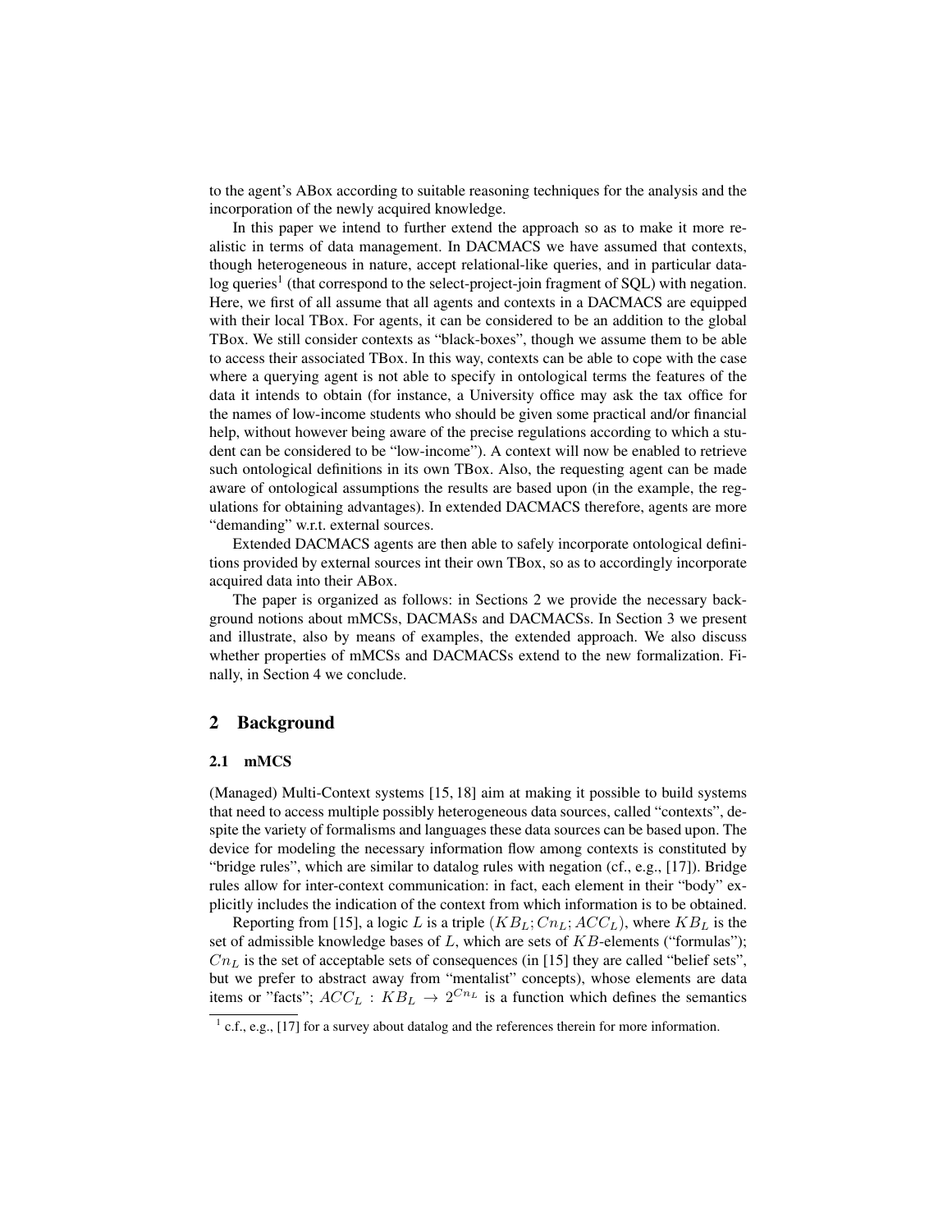to the agent's ABox according to suitable reasoning techniques for the analysis and the incorporation of the newly acquired knowledge.

In this paper we intend to further extend the approach so as to make it more realistic in terms of data management. In DACMACS we have assumed that contexts, though heterogeneous in nature, accept relational-like queries, and in particular datalog queries[1] (that correspond to the select-project-join fragment of SQL) with negation. Here, we first of all assume that all agents and contexts in a DACMACS are equipped with their local TBox. For agents, it can be considered to be an addition to the global TBox. We still consider contexts as "black-boxes", though we assume them to be able to access their associated TBox. In this way, contexts can be able to cope with the case where a querying agent is not able to specify in ontological terms the features of the data it intends to obtain (for instance, a University office may ask the tax office for the names of low-income students who should be given some practical and/or financial help, without however being aware of the precise regulations according to which a student can be considered to be "low-income"). A context will now be enabled to retrieve such ontological definitions in its own TBox. Also, the requesting agent can be made aware of ontological assumptions the results are based upon (in the example, the regulations for obtaining advantages). In extended DACMACS therefore, agents are more "demanding" w.r.t. external sources.

Extended DACMACS agents are then able to safely incorporate ontological definitions provided by external sources int their own TBox, so as to accordingly incorporate acquired data into their ABox.

The paper is organized as follows: in Sections 2 we provide the necessary background notions about mMCSs, DACMASs and DACMACSs. In Section 3 we present and illustrate, also by means of examples, the extended approach. We also discuss whether properties of mMCSs and DACMACSs extend to the new formalization. Finally, in Section 4 we conclude.

## 2 Background

### 2.1 mMCS

(Managed) Multi-Context systems [15, 18] aim at making it possible to build systems that need to access multiple possibly heterogeneous data sources, called "contexts", despite the variety of formalisms and languages these data sources can be based upon. The device for modeling the necessary information flow among contexts is constituted by "bridge rules", which are similar to datalog rules with negation (cf., e.g., [17]). Bridge rules allow for inter-context communication: in fact, each element in their "body" explicitly includes the indication of the context from which information is to be obtained.

Reporting from [15], a logic $L$ is a triple $(KB_L; Cn_L; ACC_L)$, where $KB_L$ is the set of admissible knowledge bases of $L$, which are sets of $KB$-elements ("formulas"); $Cn_L$ is the set of acceptable sets of consequences (in [15] they are called "belief sets", but we prefer to abstract away from "mentalist" concepts), whose elements are data items or "facts"; $ACC_L : KB_L \rightarrow 2^{Cn_L}$ is a function which defines the semantics

[1] c.f., e.g., [17] for a survey about datalog and the references therein for more information.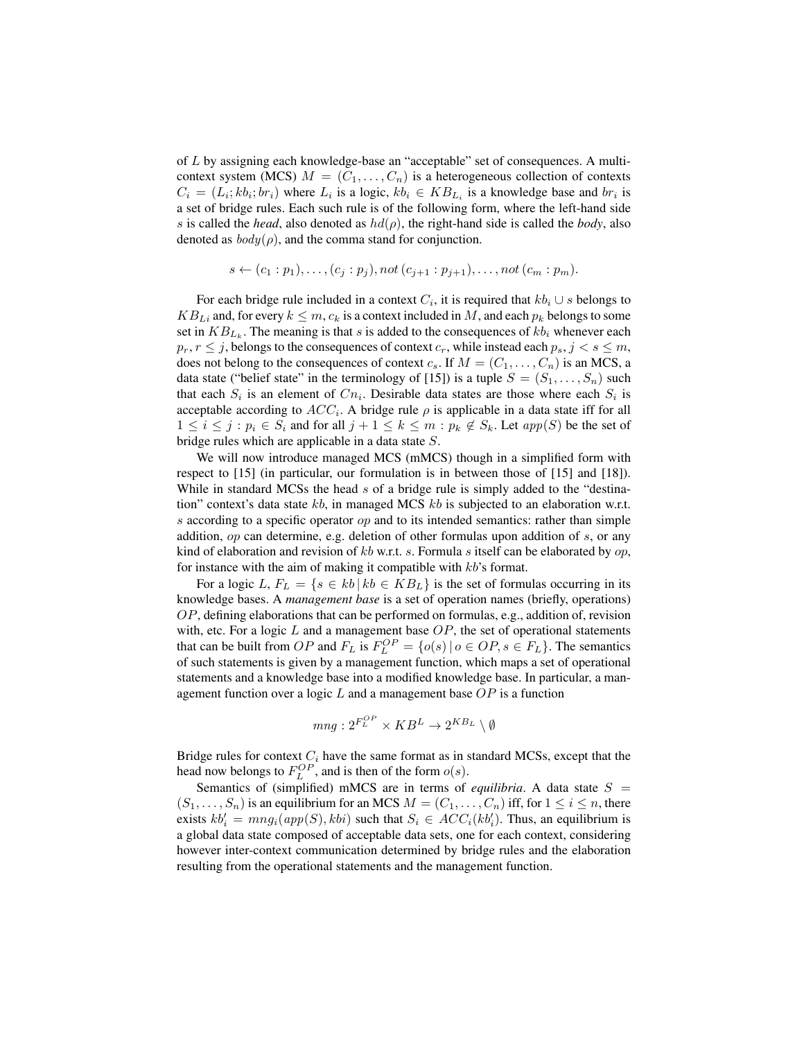of $L$ by assigning each knowledge-base an "acceptable" set of consequences. A multi-context system (MCS) $M = (C_1, \ldots, C_n)$ is a heterogeneous collection of contexts $C_i = (L_i; kb_i; br_i)$ where $L_i$ is a logic, $kb_i \in KB_{L_i}$ is a knowledge base and $br_i$ is a set of bridge rules. Each such rule is of the following form, where the left-hand side $s$ is called the *head*, also denoted as $hd(\rho)$, the right-hand side is called the *body*, also denoted as $body(\rho)$, and the comma stand for conjunction.

$$s \leftarrow (c_1 : p_1), \ldots, (c_j : p_j), not\,(c_{j+1} : p_{j+1}), \ldots, not\,(c_m : p_m).$$

For each bridge rule included in a context $C_i$, it is required that $kb_i \cup s$ belongs to $KB_{Li}$ and, for every $k \leq m$, $c_k$ is a context included in $M$, and each $p_k$ belongs to some set in $KB_{L_k}$. The meaning is that $s$ is added to the consequences of $kb_i$ whenever each $p_r, r \leq j$, belongs to the consequences of context $c_r$, while instead each $p_s, j < s \leq m$, does not belong to the consequences of context $c_s$. If $M = (C_1, \ldots, C_n)$ is an MCS, a data state ("belief state" in the terminology of [15]) is a tuple $S = (S_1, \ldots, S_n)$ such that each $S_i$ is an element of $Cn_i$. Desirable data states are those where each $S_i$ is acceptable according to $ACC_i$. A bridge rule $\rho$ is applicable in a data state iff for all $1 \leq i \leq j : p_i \in S_i$ and for all $j + 1 \leq k \leq m : p_k \notin S_k$. Let $app(S)$ be the set of bridge rules which are applicable in a data state $S$.

We will now introduce managed MCS (mMCS) though in a simplified form with respect to [15] (in particular, our formulation is in between those of [15] and [18]). While in standard MCSs the head $s$ of a bridge rule is simply added to the "destination" context's data state $kb$, in managed MCS $kb$ is subjected to an elaboration w.r.t. $s$ according to a specific operator $op$ and to its intended semantics: rather than simple addition, $op$ can determine, e.g. deletion of other formulas upon addition of $s$, or any kind of elaboration and revision of $kb$ w.r.t. $s$. Formula $s$ itself can be elaborated by $op$, for instance with the aim of making it compatible with $kb$'s format.

For a logic $L$, $F_L = \{s \in kb \,|\, kb \in KB_L\}$ is the set of formulas occurring in its knowledge bases. A *management base* is a set of operation names (briefly, operations) $OP$, defining elaborations that can be performed on formulas, e.g., addition of, revision with, etc. For a logic $L$ and a management base $OP$, the set of operational statements that can be built from $OP$ and $F_L$ is $F_L^{OP} = \{o(s) \,|\, o \in OP, s \in F_L\}$. The semantics of such statements is given by a management function, which maps a set of operational statements and a knowledge base into a modified knowledge base. In particular, a management function over a logic $L$ and a management base $OP$ is a function

$$mng : 2^{F_L^{OP}} \times KB^L \rightarrow 2^{KB_L} \setminus \emptyset$$

Bridge rules for context $C_i$ have the same format as in standard MCSs, except that the head now belongs to $F_L^{OP}$, and is then of the form $o(s)$.

Semantics of (simplified) mMCS are in terms of *equilibria*. A data state $S = (S_1, \ldots, S_n)$ is an equilibrium for an MCS $M = (C_1, \ldots, C_n)$ iff, for $1 \leq i \leq n$, there exists $kb'_i = mng_i(app(S), kbi)$ such that $S_i \in ACC_i(kb'_i)$. Thus, an equilibrium is a global data state composed of acceptable data sets, one for each context, considering however inter-context communication determined by bridge rules and the elaboration resulting from the operational statements and the management function.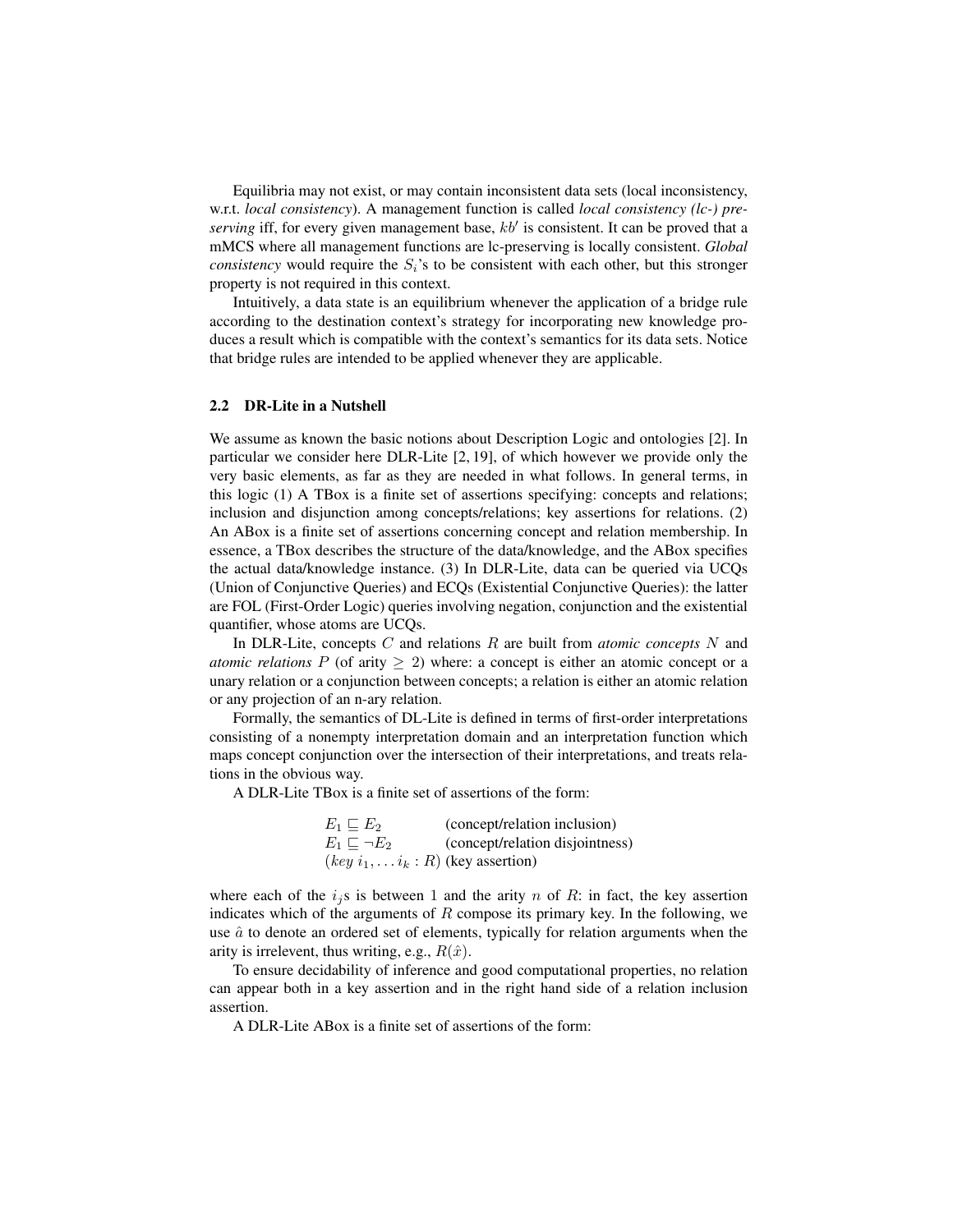Equilibria may not exist, or may contain inconsistent data sets (local inconsistency, w.r.t. *local consistency*). A management function is called *local consistency (lc-) preserving* iff, for every given management base, $kb'$ is consistent. It can be proved that a mMCS where all management functions are lc-preserving is locally consistent. *Global consistency* would require the $S_i$'s to be consistent with each other, but this stronger property is not required in this context.

Intuitively, a data state is an equilibrium whenever the application of a bridge rule according to the destination context's strategy for incorporating new knowledge produces a result which is compatible with the context's semantics for its data sets. Notice that bridge rules are intended to be applied whenever they are applicable.

### 2.2 DR-Lite in a Nutshell

We assume as known the basic notions about Description Logic and ontologies [2]. In particular we consider here DLR-Lite [2, 19], of which however we provide only the very basic elements, as far as they are needed in what follows. In general terms, in this logic (1) A TBox is a finite set of assertions specifying: concepts and relations; inclusion and disjunction among concepts/relations; key assertions for relations. (2) An ABox is a finite set of assertions concerning concept and relation membership. In essence, a TBox describes the structure of the data/knowledge, and the ABox specifies the actual data/knowledge instance. (3) In DLR-Lite, data can be queried via UCQs (Union of Conjunctive Queries) and ECQs (Existential Conjunctive Queries): the latter are FOL (First-Order Logic) queries involving negation, conjunction and the existential quantifier, whose atoms are UCQs.

In DLR-Lite, concepts $C$ and relations $R$ are built from *atomic concepts* $N$ and *atomic relations* $P$ (of arity $\geq 2$) where: a concept is either an atomic concept or a unary relation or a conjunction between concepts; a relation is either an atomic relation or any projection of an n-ary relation.

Formally, the semantics of DL-Lite is defined in terms of first-order interpretations consisting of a nonempty interpretation domain and an interpretation function which maps concept conjunction over the intersection of their interpretations, and treats relations in the obvious way.

A DLR-Lite TBox is a finite set of assertions of the form:

$E_1 \sqsubseteq E_2$ (concept/relation inclusion)
$E_1 \sqsubseteq \neg E_2$ (concept/relation disjointness)
$(key\ i_1, \dots i_k : R)$ (key assertion)

where each of the $i_j$s is between $1$ and the arity $n$ of $R$: in fact, the key assertion indicates which of the arguments of $R$ compose its primary key. In the following, we use $\hat{a}$ to denote an ordered set of elements, typically for relation arguments when the arity is irrelevent, thus writing, e.g., $R(\hat{x})$.

To ensure decidability of inference and good computational properties, no relation can appear both in a key assertion and in the right hand side of a relation inclusion assertion.

A DLR-Lite ABox is a finite set of assertions of the form: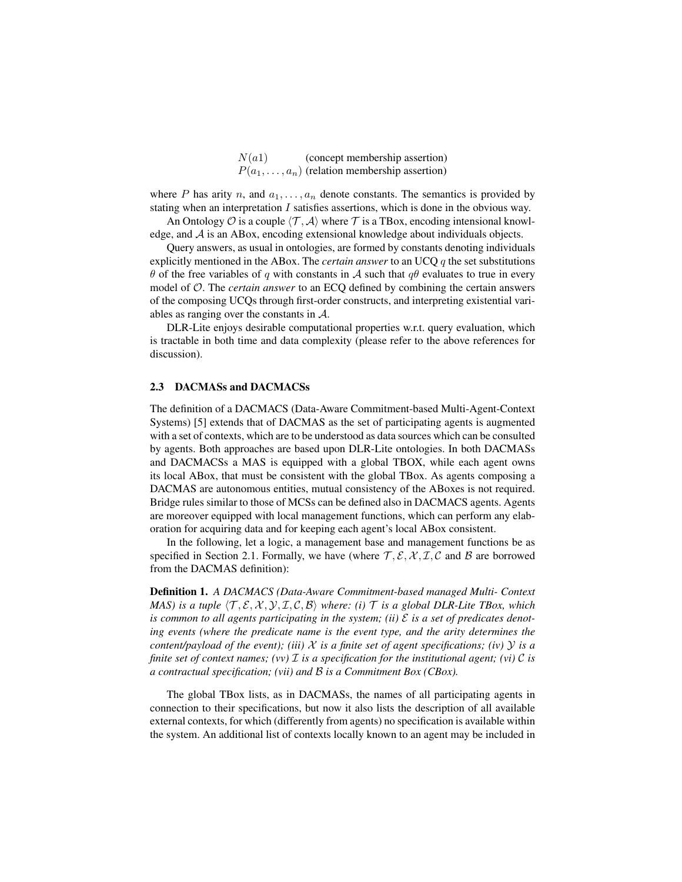$N(a1)$ (concept membership assertion)
$P(a_1, \ldots, a_n)$ (relation membership assertion)

where $P$ has arity $n$, and $a_1, \ldots, a_n$ denote constants. The semantics is provided by stating when an interpretation $I$ satisfies assertions, which is done in the obvious way.

An Ontology $\mathcal{O}$ is a couple $\langle \mathcal{T}, \mathcal{A} \rangle$ where $\mathcal{T}$ is a TBox, encoding intensional knowledge, and $\mathcal{A}$ is an ABox, encoding extensional knowledge about individuals objects.

Query answers, as usual in ontologies, are formed by constants denoting individuals explicitly mentioned in the ABox. The *certain answer* to an UCQ $q$ the set substitutions $\theta$ of the free variables of $q$ with constants in $\mathcal{A}$ such that $q\theta$ evaluates to true in every model of $\mathcal{O}$. The *certain answer* to an ECQ defined by combining the certain answers of the composing UCQs through first-order constructs, and interpreting existential variables as ranging over the constants in $\mathcal{A}$.

DLR-Lite enjoys desirable computational properties w.r.t. query evaluation, which is tractable in both time and data complexity (please refer to the above references for discussion).

### 2.3 DACMASs and DACMACSs

The definition of a DACMACS (Data-Aware Commitment-based Multi-Agent-Context Systems) [5] extends that of DACMAS as the set of participating agents is augmented with a set of contexts, which are to be understood as data sources which can be consulted by agents. Both approaches are based upon DLR-Lite ontologies. In both DACMASs and DACMACSs a MAS is equipped with a global TBOX, while each agent owns its local ABox, that must be consistent with the global TBox. As agents composing a DACMAS are autonomous entities, mutual consistency of the ABoxes is not required. Bridge rules similar to those of MCSs can be defined also in DACMACS agents. Agents are moreover equipped with local management functions, which can perform any elaboration for acquiring data and for keeping each agent's local ABox consistent.

In the following, let a logic, a management base and management functions be as specified in Section 2.1. Formally, we have (where $\mathcal{T}, \mathcal{E}, \mathcal{X}, \mathcal{I}, \mathcal{C}$ and $\mathcal{B}$ are borrowed from the DACMAS definition):

**Definition 1.** *A DACMACS (Data-Aware Commitment-based managed Multi- Context MAS) is a tuple $\langle \mathcal{T}, \mathcal{E}, \mathcal{X}, \mathcal{Y}, \mathcal{I}, \mathcal{C}, \mathcal{B} \rangle$ where: (i) $\mathcal{T}$ is a global DLR-Lite TBox, which is common to all agents participating in the system; (ii) $\mathcal{E}$ is a set of predicates denoting events (where the predicate name is the event type, and the arity determines the content/payload of the event); (iii) $\mathcal{X}$ is a finite set of agent specifications; (iv) $\mathcal{Y}$ is a finite set of context names; (vv) $\mathcal{I}$ is a specification for the institutional agent; (vi) $\mathcal{C}$ is a contractual specification; (vii) and $\mathcal{B}$ is a Commitment Box (CBox).*

The global TBox lists, as in DACMASs, the names of all participating agents in connection to their specifications, but now it also lists the description of all available external contexts, for which (differently from agents) no specification is available within the system. An additional list of contexts locally known to an agent may be included in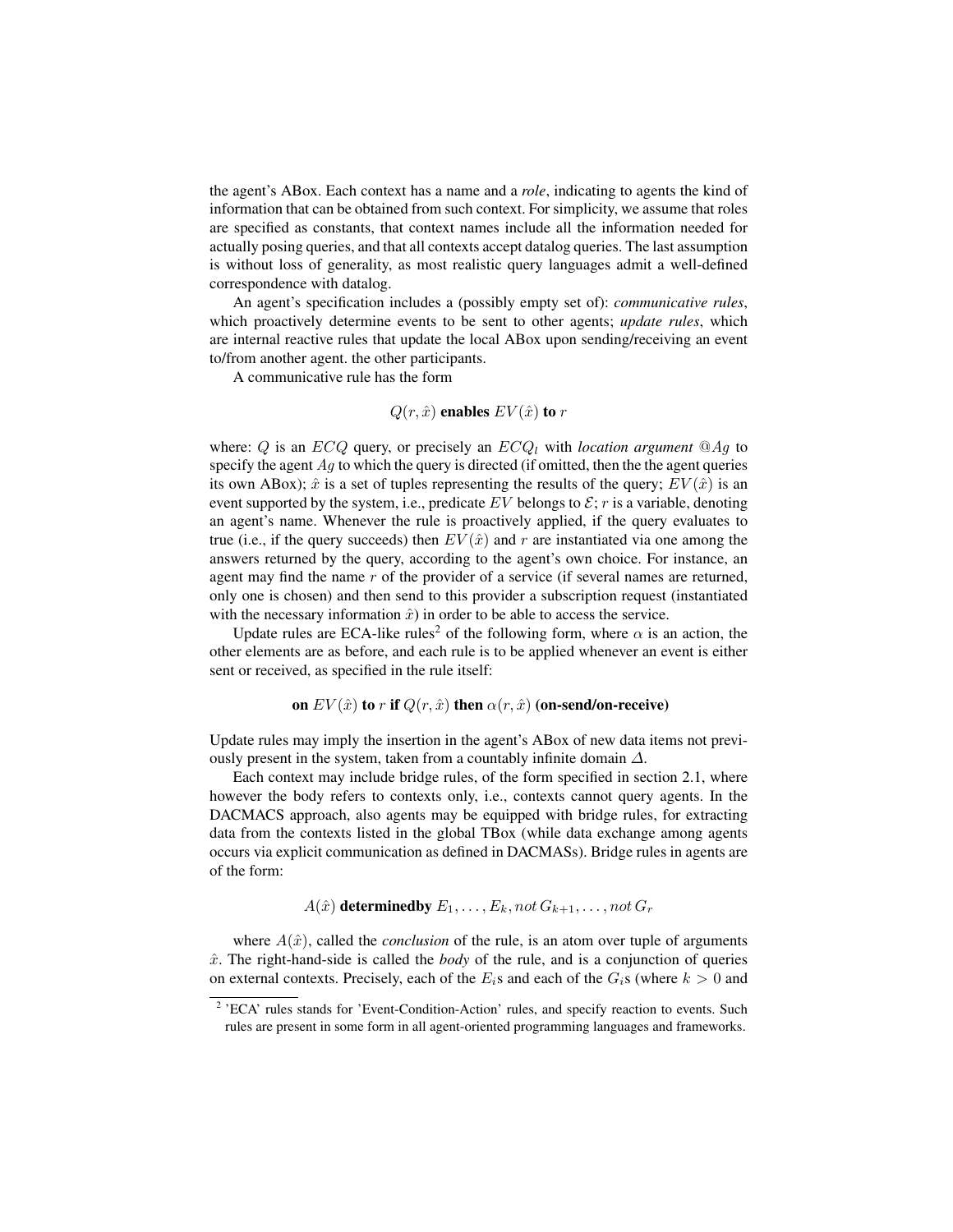the agent's ABox. Each context has a name and a *role*, indicating to agents the kind of information that can be obtained from such context. For simplicity, we assume that roles are specified as constants, that context names include all the information needed for actually posing queries, and that all contexts accept datalog queries. The last assumption is without loss of generality, as most realistic query languages admit a well-defined correspondence with datalog.

An agent's specification includes a (possibly empty set of): *communicative rules*, which proactively determine events to be sent to other agents; *update rules*, which are internal reactive rules that update the local ABox upon sending/receiving an event to/from another agent. the other participants.

A communicative rule has the form

$$Q(r, \hat{x}) \textbf{ enables } EV(\hat{x}) \textbf{ to } r$$

where: $Q$ is an $ECQ$ query, or precisely an $ECQ_l$ with *location argument* $@Ag$ to specify the agent $Ag$ to which the query is directed (if omitted, then the the agent queries its own ABox); $\hat{x}$ is a set of tuples representing the results of the query; $EV(\hat{x})$ is an event supported by the system, i.e., predicate $EV$ belongs to $\mathcal{E}$; $r$ is a variable, denoting an agent's name. Whenever the rule is proactively applied, if the query evaluates to true (i.e., if the query succeeds) then $EV(\hat{x})$ and $r$ are instantiated via one among the answers returned by the query, according to the agent's own choice. For instance, an agent may find the name $r$ of the provider of a service (if several names are returned, only one is chosen) and then send to this provider a subscription request (instantiated with the necessary information $\hat{x}$) in order to be able to access the service.

Update rules are ECA-like rules[2] of the following form, where $\alpha$ is an action, the other elements are as before, and each rule is to be applied whenever an event is either sent or received, as specified in the rule itself:

$$\textbf{on } EV(\hat{x}) \textbf{ to } r \textbf{ if } Q(r, \hat{x}) \textbf{ then } \alpha(r, \hat{x}) \textbf{ (on-send/on-receive)}$$

Update rules may imply the insertion in the agent's ABox of new data items not previously present in the system, taken from a countably infinite domain $\Delta$.

Each context may include bridge rules, of the form specified in section 2.1, where however the body refers to contexts only, i.e., contexts cannot query agents. In the DACMACS approach, also agents may be equipped with bridge rules, for extracting data from the contexts listed in the global TBox (while data exchange among agents occurs via explicit communication as defined in DACMASs). Bridge rules in agents are of the form:

$$A(\hat{x}) \textbf{ determinedby } E_1, \ldots, E_k, not\, G_{k+1}, \ldots, not\, G_r$$

where $A(\hat{x})$, called the *conclusion* of the rule, is an atom over tuple of arguments $\hat{x}$. The right-hand-side is called the *body* of the rule, and is a conjunction of queries on external contexts. Precisely, each of the $E_i$s and each of the $G_i$s (where $k > 0$ and

[2] 'ECA' rules stands for 'Event-Condition-Action' rules, and specify reaction to events. Such rules are present in some form in all agent-oriented programming languages and frameworks.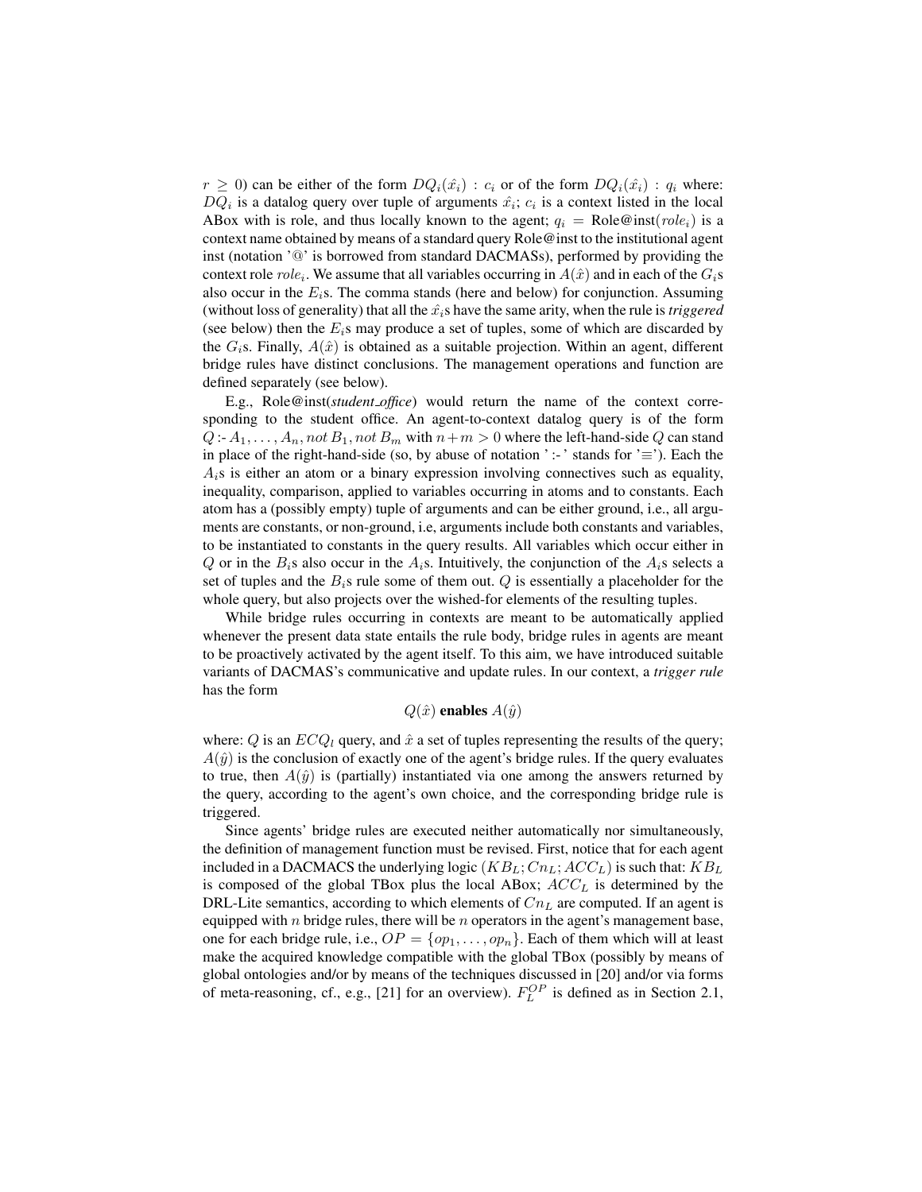$r \geq 0$) can be either of the form $DQ_i(\hat{x_i}) : c_i$ or of the form $DQ_i(\hat{x_i}) : q_i$ where: $DQ_i$ is a datalog query over tuple of arguments $\hat{x_i}$; $c_i$ is a context listed in the local ABox with is role, and thus locally known to the agent; $q_i = \text{Role@inst}(role_i)$ is a context name obtained by means of a standard query Role@inst to the institutional agent inst (notation '@' is borrowed from standard DACMASs), performed by providing the context role $role_i$. We assume that all variables occurring in $A(\hat{x})$ and in each of the $G_i$s also occur in the $E_i$s. The comma stands (here and below) for conjunction. Assuming (without loss of generality) that all the $\hat{x_i}$s have the same arity, when the rule is *triggered* (see below) then the $E_i$s may produce a set of tuples, some of which are discarded by the $G_i$s. Finally, $A(\hat{x})$ is obtained as a suitable projection. Within an agent, different bridge rules have distinct conclusions. The management operations and function are defined separately (see below).

E.g., Role@inst(*student_office*) would return the name of the context corresponding to the student office. An agent-to-context datalog query is of the form $Q$ :- $A_1, \ldots, A_n, not\, B_1, not\, B_m$ with $n+m > 0$ where the left-hand-side $Q$ can stand in place of the right-hand-side (so, by abuse of notation ' :- ' stands for '$\equiv$'). Each the $A_i$s is either an atom or a binary expression involving connectives such as equality, inequality, comparison, applied to variables occurring in atoms and to constants. Each atom has a (possibly empty) tuple of arguments and can be either ground, i.e., all arguments are constants, or non-ground, i.e, arguments include both constants and variables, to be instantiated to constants in the query results. All variables which occur either in $Q$ or in the $B_i$s also occur in the $A_i$s. Intuitively, the conjunction of the $A_i$s selects a set of tuples and the $B_i$s rule some of them out. $Q$ is essentially a placeholder for the whole query, but also projects over the wished-for elements of the resulting tuples.

While bridge rules occurring in contexts are meant to be automatically applied whenever the present data state entails the rule body, bridge rules in agents are meant to be proactively activated by the agent itself. To this aim, we have introduced suitable variants of DACMAS's communicative and update rules. In our context, a *trigger rule* has the form

$$Q(\hat{x}) \textbf{ enables } A(\hat{y})$$

where: $Q$ is an $ECQ_l$ query, and $\hat{x}$ a set of tuples representing the results of the query; $A(\hat{y})$ is the conclusion of exactly one of the agent's bridge rules. If the query evaluates to true, then $A(\hat{y})$ is (partially) instantiated via one among the answers returned by the query, according to the agent's own choice, and the corresponding bridge rule is triggered.

Since agents' bridge rules are executed neither automatically nor simultaneously, the definition of management function must be revised. First, notice that for each agent included in a DACMACS the underlying logic $(KB_L; Cn_L; ACC_L)$ is such that: $KB_L$ is composed of the global TBox plus the local ABox; $ACC_L$ is determined by the DRL-Lite semantics, according to which elements of $Cn_L$ are computed. If an agent is equipped with $n$ bridge rules, there will be $n$ operators in the agent's management base, one for each bridge rule, i.e., $OP = \{op_1, \ldots, op_n\}$. Each of them which will at least make the acquired knowledge compatible with the global TBox (possibly by means of global ontologies and/or by means of the techniques discussed in [20] and/or via forms of meta-reasoning, cf., e.g., [21] for an overview). $F_L^{OP}$ is defined as in Section 2.1,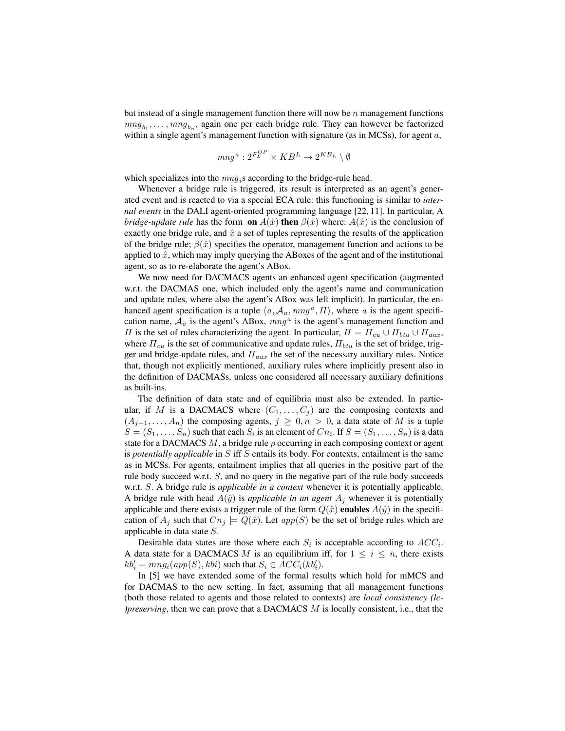but instead of a single management function there will now be $n$ management functions $mng_{b_1}, \ldots, mng_{b_n}$, again one per each bridge rule. They can however be factorized within a single agent's management function with signature (as in MCSs), for agent $a$,

$$mng^a : 2^{F_L^{OP}} \times KB^L \rightarrow 2^{KB_L} \setminus \emptyset$$

which specializes into the $mng_i$s according to the bridge-rule head.

Whenever a bridge rule is triggered, its result is interpreted as an agent's generated event and is reacted to via a special ECA rule: this functioning is similar to *internal events* in the DALI agent-oriented programming language [22, 11]. In particular, A *bridge-update rule* has the form **on** $A(\hat{x})$ **then** $\beta(\hat{x})$ where: $A(\hat{x})$ is the conclusion of exactly one bridge rule, and $\hat{x}$ a set of tuples representing the results of the application of the bridge rule; $\beta(\hat{x})$ specifies the operator, management function and actions to be applied to $\hat{x}$, which may imply querying the ABoxes of the agent and of the institutional agent, so as to re-elaborate the agent's ABox.

We now need for DACMACS agents an enhanced agent specification (augmented w.r.t. the DACMAS one, which included only the agent's name and communication and update rules, where also the agent's ABox was left implicit). In particular, the enhanced agent specification is a tuple $\langle a, \mathcal{A}_a, mng^a, \Pi \rangle$, where $a$ is the agent specification name, $\mathcal{A}_a$ is the agent's ABox, $mng^a$ is the agent's management function and $\Pi$ is the set of rules characterizing the agent. In particular, $\Pi = \Pi_{cu} \cup \Pi_{btu} \cup \Pi_{aux}$, where $\Pi_{cu}$ is the set of communicative and update rules, $\Pi_{btu}$ is the set of bridge, trigger and bridge-update rules, and $\Pi_{aux}$ the set of the necessary auxiliary rules. Notice that, though not explicitly mentioned, auxiliary rules where implicitly present also in the definition of DACMASs, unless one considered all necessary auxiliary definitions as built-ins.

The definition of data state and of equilibria must also be extended. In particular, if $M$ is a DACMACS where $(C_1, \ldots, C_j)$ are the composing contexts and $(A_{j+1}, \ldots, A_n)$ the composing agents, $j \geq 0, n > 0$, a data state of $M$ is a tuple $S = (S_1, \ldots, S_n)$ such that each $S_i$ is an element of $Cn_i$. If $S = (S_1, \ldots, S_n)$ is a data state for a DACMACS $M$, a bridge rule $\rho$ occurring in each composing context or agent is *potentially applicable* in $S$ iff $S$ entails its body. For contexts, entailment is the same as in MCSs. For agents, entailment implies that all queries in the positive part of the rule body succeed w.r.t. $S$, and no query in the negative part of the rule body succeeds w.r.t. $S$. A bridge rule is *applicable in a context* whenever it is potentially applicable. A bridge rule with head $A(\hat{y})$ is *applicable in an agent* $A_j$ whenever it is potentially applicable and there exists a trigger rule of the form $Q(\hat{x})$ **enables** $A(\hat{y})$ in the specification of $A_j$ such that $Cn_j \models Q(\hat{x})$. Let $app(S)$ be the set of bridge rules which are applicable in data state $S$.

Desirable data states are those where each $S_i$ is acceptable according to $ACC_i$. A data state for a DACMACS $M$ is an equilibrium iff, for $1 \leq i \leq n$, there exists $kb'_i = mng_i(app(S), kbi)$ such that $S_i \in ACC_i(kb'_i)$.

In [5] we have extended some of the formal results which hold for mMCS and for DACMAS to the new setting. In fact, assuming that all management functions (both those related to agents and those related to contexts) are *local consistency (lc-)preserving*, then we can prove that a DACMACS $M$ is locally consistent, i.e., that the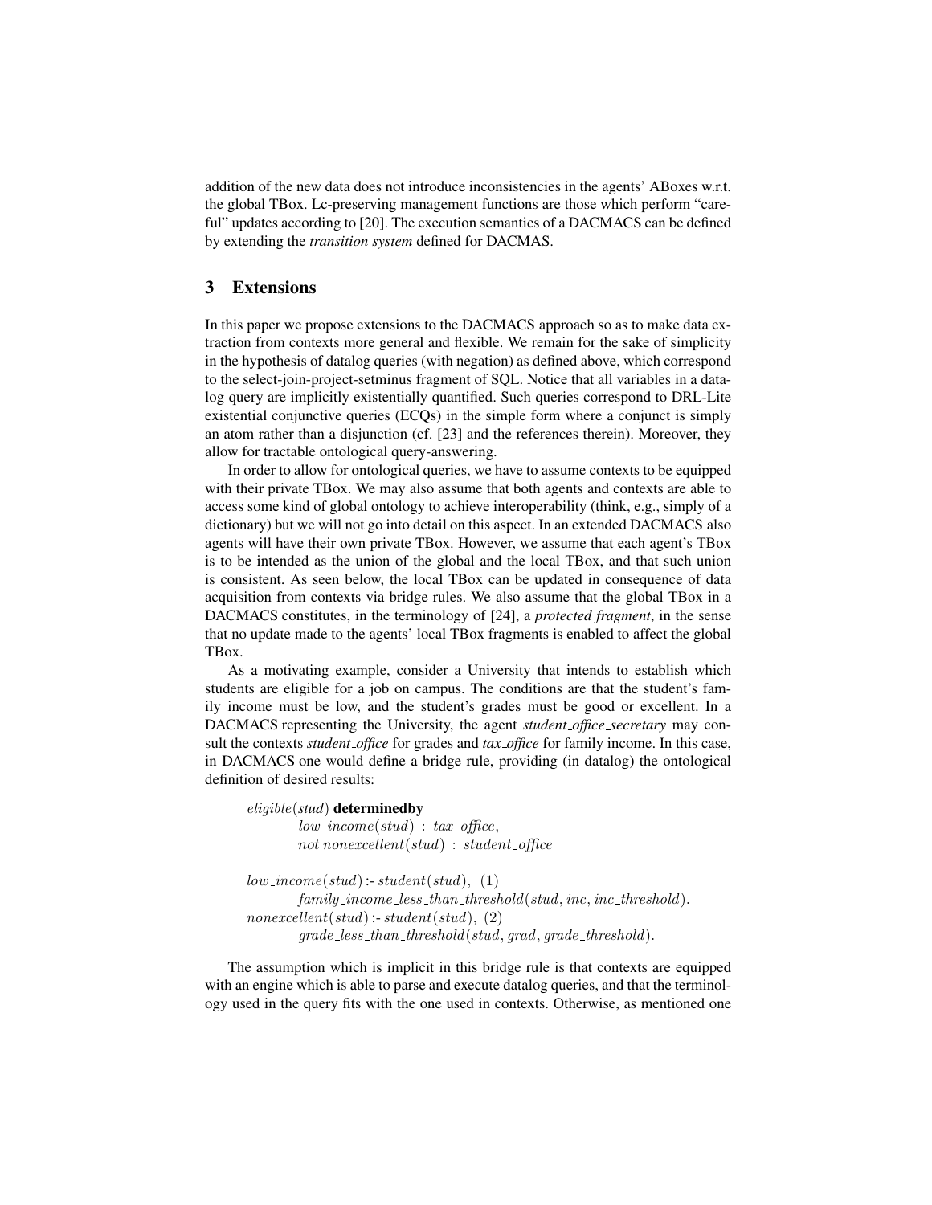addition of the new data does not introduce inconsistencies in the agents' ABoxes w.r.t. the global TBox. Lc-preserving management functions are those which perform "careful" updates according to [20]. The execution semantics of a DACMACS can be defined by extending the *transition system* defined for DACMAS.

## 3 Extensions

In this paper we propose extensions to the DACMACS approach so as to make data extraction from contexts more general and flexible. We remain for the sake of simplicity in the hypothesis of datalog queries (with negation) as defined above, which correspond to the select-join-project-setminus fragment of SQL. Notice that all variables in a datalog query are implicitly existentially quantified. Such queries correspond to DRL-Lite existential conjunctive queries (ECQs) in the simple form where a conjunct is simply an atom rather than a disjunction (cf. [23] and the references therein). Moreover, they allow for tractable ontological query-answering.

In order to allow for ontological queries, we have to assume contexts to be equipped with their private TBox. We may also assume that both agents and contexts are able to access some kind of global ontology to achieve interoperability (think, e.g., simply of a dictionary) but we will not go into detail on this aspect. In an extended DACMACS also agents will have their own private TBox. However, we assume that each agent's TBox is to be intended as the union of the global and the local TBox, and that such union is consistent. As seen below, the local TBox can be updated in consequence of data acquisition from contexts via bridge rules. We also assume that the global TBox in a DACMACS constitutes, in the terminology of [24], a *protected fragment*, in the sense that no update made to the agents' local TBox fragments is enabled to affect the global TBox.

As a motivating example, consider a University that intends to establish which students are eligible for a job on campus. The conditions are that the student's family income must be low, and the student's grades must be good or excellent. In a DACMACS representing the University, the agent *student_office_secretary* may consult the contexts *student_office* for grades and *tax_office* for family income. In this case, in DACMACS one would define a bridge rule, providing (in datalog) the ontological definition of desired results:

$eligible(\textit{stud})$ **determinedby**
  $low\_income(stud) : tax\_office,$
  $not\ nonexcellent(stud) : student\_office$

$low\_income(stud) \text{:-}\ student(stud),$ (1)
  $family\_income\_less\_than\_threshold(stud, inc, inc\_threshold).$
$nonexcellent(stud) \text{:-}\ student(stud),$ (2)
  $grade\_less\_than\_threshold(stud, grad, grade\_threshold).$

The assumption which is implicit in this bridge rule is that contexts are equipped with an engine which is able to parse and execute datalog queries, and that the terminology used in the query fits with the one used in contexts. Otherwise, as mentioned one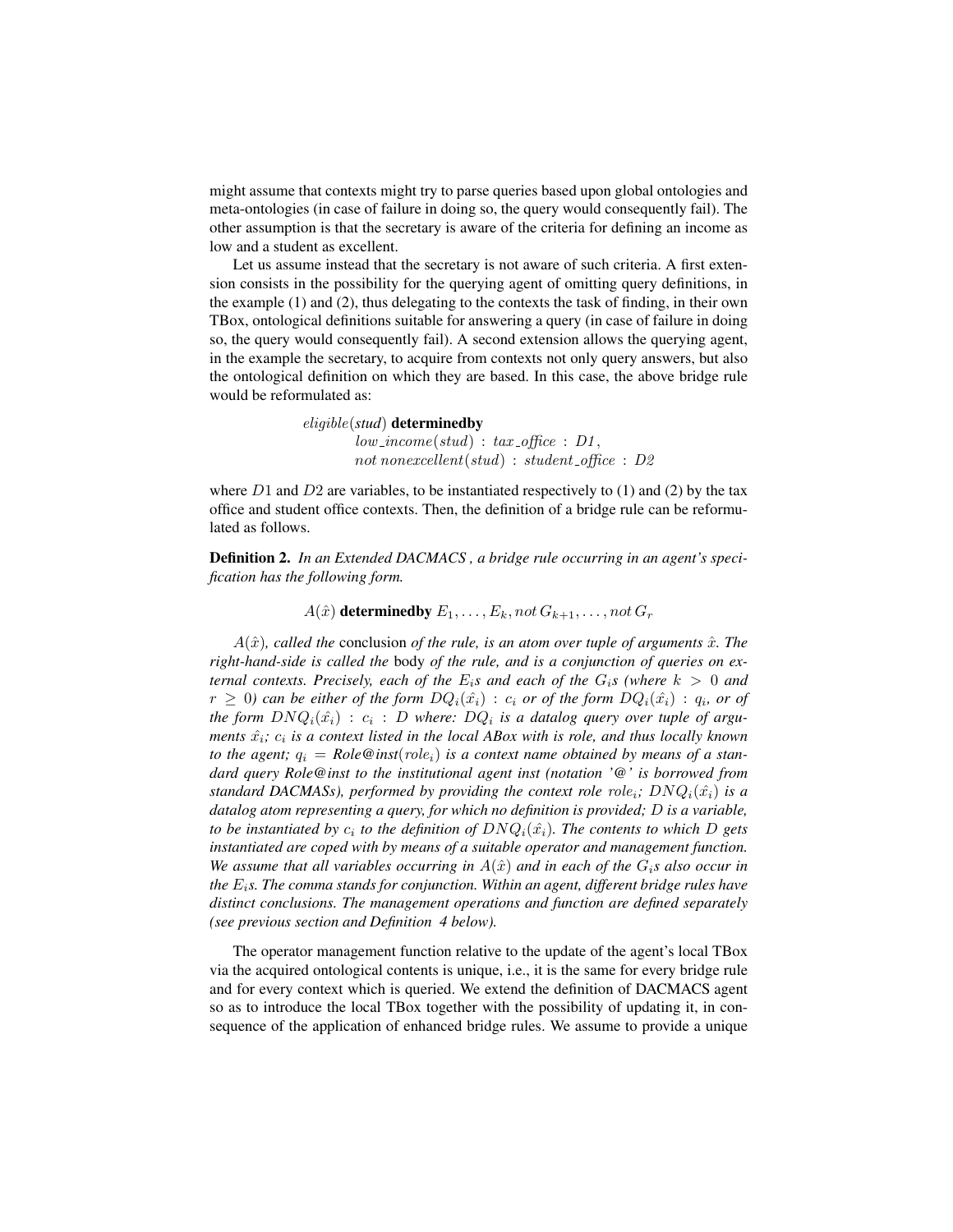might assume that contexts might try to parse queries based upon global ontologies and meta-ontologies (in case of failure in doing so, the query would consequently fail). The other assumption is that the secretary is aware of the criteria for defining an income as low and a student as excellent.

Let us assume instead that the secretary is not aware of such criteria. A first extension consists in the possibility for the querying agent of omitting query definitions, in the example (1) and (2), thus delegating to the contexts the task of finding, in their own TBox, ontological definitions suitable for answering a query (in case of failure in doing so, the query would consequently fail). A second extension allows the querying agent, in the example the secretary, to acquire from contexts not only query answers, but also the ontological definition on which they are based. In this case, the above bridge rule would be reformulated as:

$$
\begin{aligned}
&eligible(\mathit{stud})\ \textbf{determinedby} \\
&\qquad low\_income(stud)\ :\ tax\_office\ :\ D1, \\
&\qquad not\ nonexcellent(stud)\ :\ student\_office\ :\ D2
\end{aligned}
$$

where $D1$ and $D2$ are variables, to be instantiated respectively to (1) and (2) by the tax office and student office contexts. Then, the definition of a bridge rule can be reformulated as follows.

**Definition 2.** *In an Extended DACMACS , a bridge rule occurring in an agent's specification has the following form.*

$$A(\hat{x})\ \textbf{determinedby}\ E_1, \ldots, E_k, not\ G_{k+1}, \ldots, not\ G_r$$

*$A(\hat{x})$, called the* conclusion *of the rule, is an atom over tuple of arguments $\hat{x}$. The right-hand-side is called the* body *of the rule, and is a conjunction of queries on external contexts. Precisely, each of the $E_i$s and each of the $G_i$s (where $k > 0$ and $r \geq 0$) can be either of the form $DQ_i(\hat{x_i})\ :\ c_i$ or of the form $DQ_i(\hat{x_i})\ :\ q_i$, or of the form $DNQ_i(\hat{x_i})\ :\ c_i\ :\ D$ where: $DQ_i$ is a datalog query over tuple of arguments $\hat{x_i}$; $c_i$ is a context listed in the local ABox with is role, and thus locally known to the agent; $q_i$ = Role@inst($role_i$) is a context name obtained by means of a standard query Role@inst to the institutional agent inst (notation '@' is borrowed from standard DACMASs), performed by providing the context role $role_i$; $DNQ_i(\hat{x_i})$ is a datalog atom representing a query, for which no definition is provided; $D$ is a variable, to be instantiated by $c_i$ to the definition of $DNQ_i(\hat{x_i})$. The contents to which $D$ gets instantiated are coped with by means of a suitable operator and management function. We assume that all variables occurring in $A(\hat{x})$ and in each of the $G_i$s also occur in the $E_i$s. The comma stands for conjunction. Within an agent, different bridge rules have distinct conclusions. The management operations and function are defined separately (see previous section and Definition 4 below).*

The operator management function relative to the update of the agent's local TBox via the acquired ontological contents is unique, i.e., it is the same for every bridge rule and for every context which is queried. We extend the definition of DACMACS agent so as to introduce the local TBox together with the possibility of updating it, in consequence of the application of enhanced bridge rules. We assume to provide a unique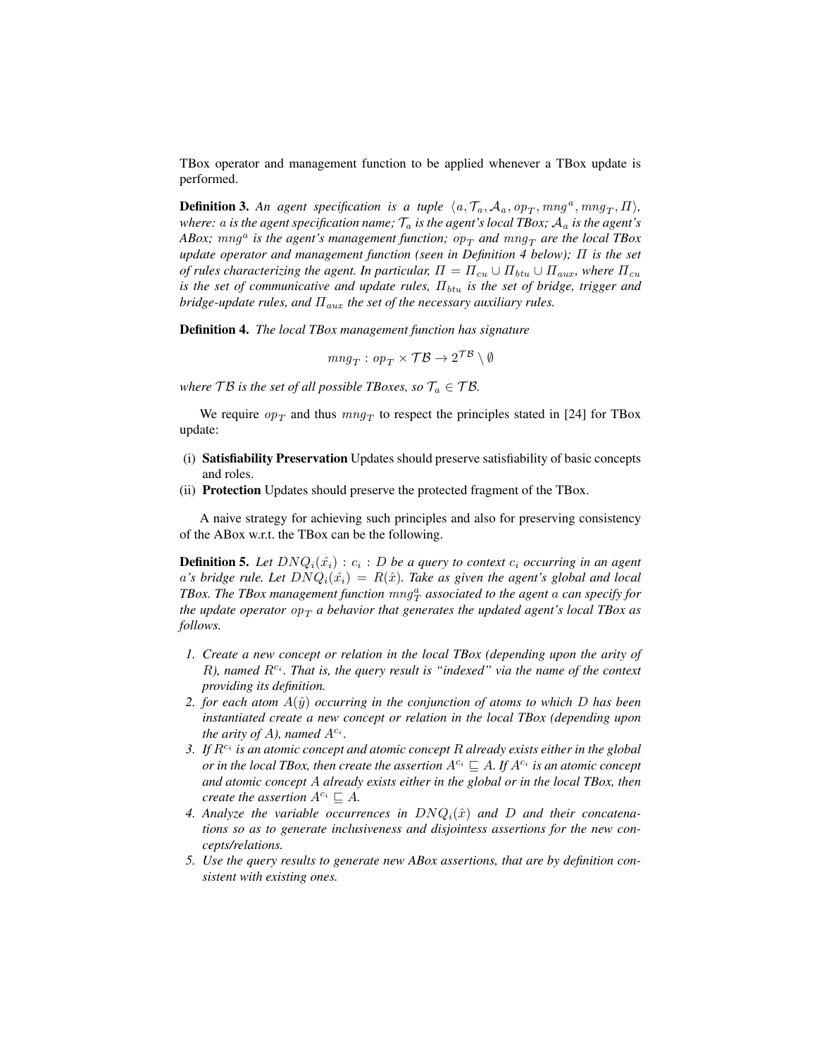TBox operator and management function to be applied whenever a TBox update is performed.

**Definition 3.** *An agent specification is a tuple $\langle a, \mathcal{T}_a, \mathcal{A}_a, op_T, mng^a, mng_T, \Pi\rangle$, where: $a$ is the agent specification name; $\mathcal{T}_a$ is the agent's local TBox; $\mathcal{A}_a$ is the agent's ABox; $mng^a$ is the agent's management function; $op_T$ and $mng_T$ are the local TBox update operator and management function (seen in Definition 4 below); $\Pi$ is the set of rules characterizing the agent. In particular, $\Pi = \Pi_{cu} \cup \Pi_{btu} \cup \Pi_{aux}$, where $\Pi_{cu}$ is the set of communicative and update rules, $\Pi_{btu}$ is the set of bridge, trigger and bridge-update rules, and $\Pi_{aux}$ the set of the necessary auxiliary rules.*

**Definition 4.** *The local TBox management function has signature*

$$mng_T : op_T \times \mathcal{TB} \rightarrow 2^{\mathcal{TB}} \setminus \emptyset$$

*where $\mathcal{TB}$ is the set of all possible TBoxes, so $\mathcal{T}_a \in \mathcal{TB}$.*

We require $op_T$ and thus $mng_T$ to respect the principles stated in [24] for TBox update:

(i) **Satisfiability Preservation** Updates should preserve satisfiability of basic concepts and roles.
(ii) **Protection** Updates should preserve the protected fragment of the TBox.

A naive strategy for achieving such principles and also for preserving consistency of the ABox w.r.t. the TBox can be the following.

**Definition 5.** *Let $DNQ_i(\hat{x_i}) : c_i : D$ be a query to context $c_i$ occurring in an agent $a$'s bridge rule. Let $DNQ_i(\hat{x_i}) = R(\hat{x})$. Take as given the agent's global and local TBox. The TBox management function $mng^a_T$ associated to the agent $a$ can specify for the update operator $op_T$ a behavior that generates the updated agent's local TBox as follows.*

1. *Create a new concept or relation in the local TBox (depending upon the arity of $R$), named $R^{c_i}$. That is, the query result is "indexed" via the name of the context providing its definition.*
2. *for each atom $A(\hat{y})$ occurring in the conjunction of atoms to which $D$ has been instantiated create a new concept or relation in the local TBox (depending upon the arity of $A$), named $A^{c_i}$.*
3. *If $R^{c_i}$ is an atomic concept and atomic concept $R$ already exists either in the global or in the local TBox, then create the assertion $A^{c_i} \sqsubseteq A$. If $A^{c_i}$ is an atomic concept and atomic concept $A$ already exists either in the global or in the local TBox, then create the assertion $A^{c_i} \sqsubseteq A$.*
4. *Analyze the variable occurrences in $DNQ_i(\hat{x})$ and $D$ and their concatenations so as to generate inclusiveness and disjointess assertions for the new concepts/relations.*
5. *Use the query results to generate new ABox assertions, that are by definition consistent with existing ones.*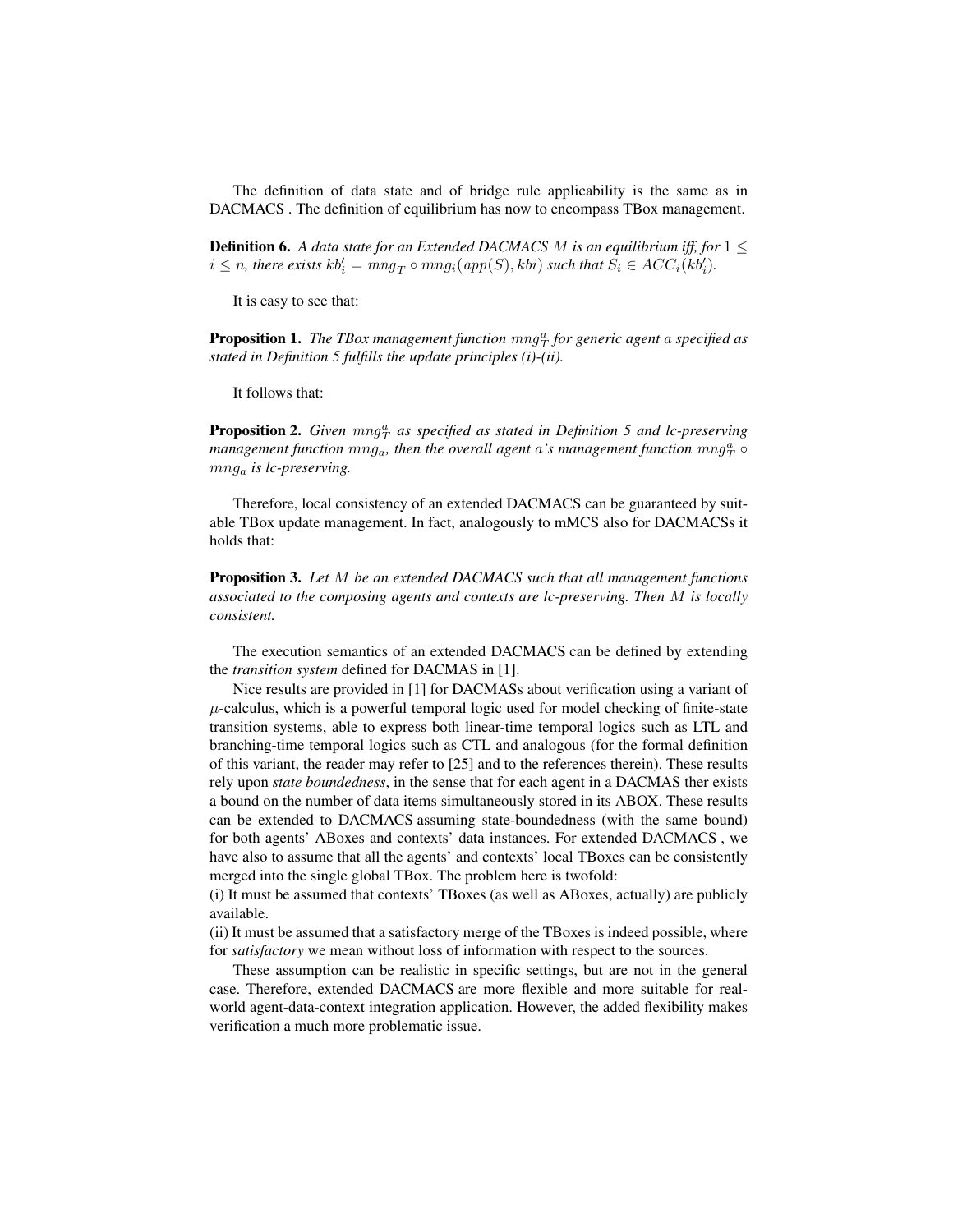The definition of data state and of bridge rule applicability is the same as in DACMACS . The definition of equilibrium has now to encompass TBox management.

**Definition 6.** *A data state for an Extended DACMACS $M$ is an equilibrium iff, for $1 \leq i \leq n$, there exists $kb'_i = mng_T \circ mng_i(app(S), kbi)$ such that $S_i \in ACC_i(kb'_i)$.*

It is easy to see that:

**Proposition 1.** *The TBox management function $mng^a_T$ for generic agent $a$ specified as stated in Definition 5 fulfills the update principles (i)-(ii).*

It follows that:

**Proposition 2.** *Given $mng^a_T$ as specified as stated in Definition 5 and lc-preserving management function $mng_a$, then the overall agent $a$'s management function $mng^a_T \circ mng_a$ is lc-preserving.*

Therefore, local consistency of an extended DACMACS can be guaranteed by suitable TBox update management. In fact, analogously to mMCS also for DACMACSs it holds that:

**Proposition 3.** *Let $M$ be an extended DACMACS such that all management functions associated to the composing agents and contexts are lc-preserving. Then $M$ is locally consistent.*

The execution semantics of an extended DACMACS can be defined by extending the *transition system* defined for DACMAS in [1].

Nice results are provided in [1] for DACMASs about verification using a variant of $\mu$-calculus, which is a powerful temporal logic used for model checking of finite-state transition systems, able to express both linear-time temporal logics such as LTL and branching-time temporal logics such as CTL and analogous (for the formal definition of this variant, the reader may refer to [25] and to the references therein). These results rely upon *state boundedness*, in the sense that for each agent in a DACMAS ther exists a bound on the number of data items simultaneously stored in its ABOX. These results can be extended to DACMACS assuming state-boundedness (with the same bound) for both agents' ABoxes and contexts' data instances. For extended DACMACS , we have also to assume that all the agents' and contexts' local TBoxes can be consistently merged into the single global TBox. The problem here is twofold:
(i) It must be assumed that contexts' TBoxes (as well as ABoxes, actually) are publicly available.
(ii) It must be assumed that a satisfactory merge of the TBoxes is indeed possible, where for *satisfactory* we mean without loss of information with respect to the sources.

These assumption can be realistic in specific settings, but are not in the general case. Therefore, extended DACMACS are more flexible and more suitable for real-world agent-data-context integration application. However, the added flexibility makes verification a much more problematic issue.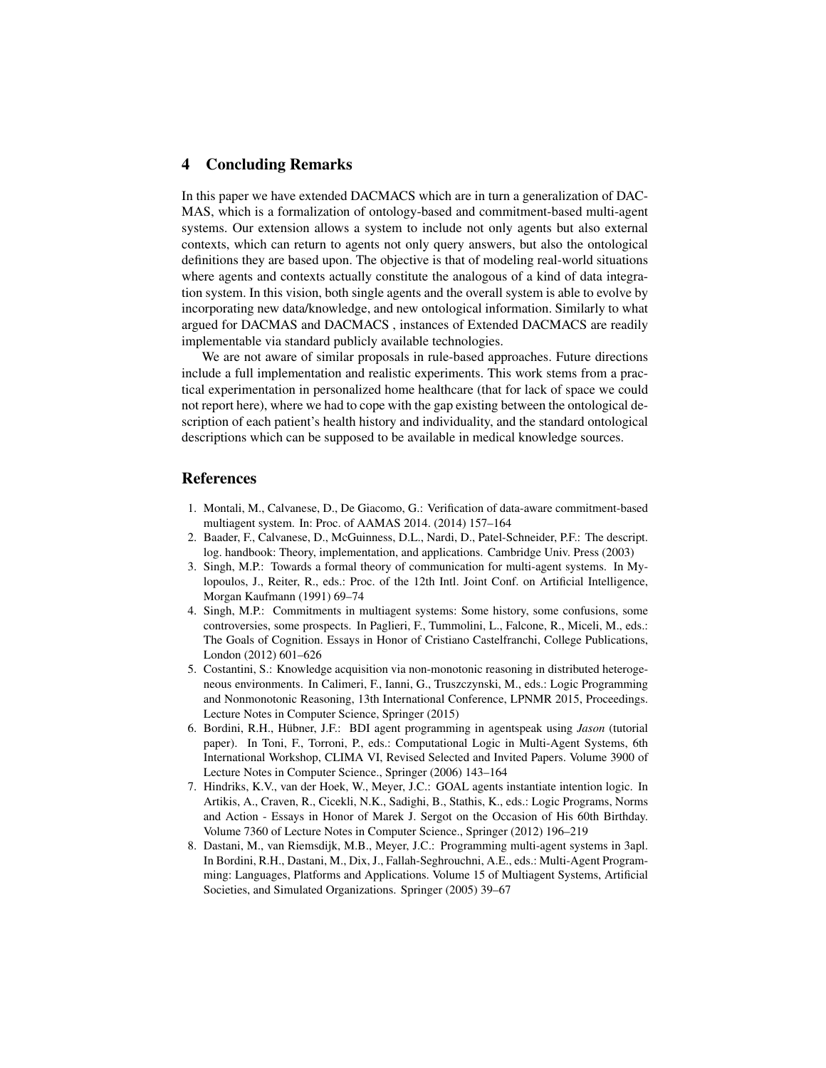## 4 Concluding Remarks

In this paper we have extended DACMACS which are in turn a generalization of DACMAS, which is a formalization of ontology-based and commitment-based multi-agent systems. Our extension allows a system to include not only agents but also external contexts, which can return to agents not only query answers, but also the ontological definitions they are based upon. The objective is that of modeling real-world situations where agents and contexts actually constitute the analogous of a kind of data integration system. In this vision, both single agents and the overall system is able to evolve by incorporating new data/knowledge, and new ontological information. Similarly to what argued for DACMAS and DACMACS , instances of Extended DACMACS are readily implementable via standard publicly available technologies.

We are not aware of similar proposals in rule-based approaches. Future directions include a full implementation and realistic experiments. This work stems from a practical experimentation in personalized home healthcare (that for lack of space we could not report here), where we had to cope with the gap existing between the ontological description of each patient's health history and individuality, and the standard ontological descriptions which can be supposed to be available in medical knowledge sources.

## References

1. Montali, M., Calvanese, D., De Giacomo, G.: Verification of data-aware commitment-based multiagent system. In: Proc. of AAMAS 2014. (2014) 157–164
2. Baader, F., Calvanese, D., McGuinness, D.L., Nardi, D., Patel-Schneider, P.F.: The descript. log. handbook: Theory, implementation, and applications. Cambridge Univ. Press (2003)
3. Singh, M.P.: Towards a formal theory of communication for multi-agent systems. In Mylopoulos, J., Reiter, R., eds.: Proc. of the 12th Intl. Joint Conf. on Artificial Intelligence, Morgan Kaufmann (1991) 69–74
4. Singh, M.P.: Commitments in multiagent systems: Some history, some confusions, some controversies, some prospects. In Paglieri, F., Tummolini, L., Falcone, R., Miceli, M., eds.: The Goals of Cognition. Essays in Honor of Cristiano Castelfranchi, College Publications, London (2012) 601–626
5. Costantini, S.: Knowledge acquisition via non-monotonic reasoning in distributed heterogeneous environments. In Calimeri, F., Ianni, G., Truszczynski, M., eds.: Logic Programming and Nonmonotonic Reasoning, 13th International Conference, LPNMR 2015, Proceedings. Lecture Notes in Computer Science, Springer (2015)
6. Bordini, R.H., Hübner, J.F.: BDI agent programming in agentspeak using *Jason* (tutorial paper). In Toni, F., Torroni, P., eds.: Computational Logic in Multi-Agent Systems, 6th International Workshop, CLIMA VI, Revised Selected and Invited Papers. Volume 3900 of Lecture Notes in Computer Science., Springer (2006) 143–164
7. Hindriks, K.V., van der Hoek, W., Meyer, J.C.: GOAL agents instantiate intention logic. In Artikis, A., Craven, R., Cicekli, N.K., Sadighi, B., Stathis, K., eds.: Logic Programs, Norms and Action - Essays in Honor of Marek J. Sergot on the Occasion of His 60th Birthday. Volume 7360 of Lecture Notes in Computer Science., Springer (2012) 196–219
8. Dastani, M., van Riemsdijk, M.B., Meyer, J.C.: Programming multi-agent systems in 3apl. In Bordini, R.H., Dastani, M., Dix, J., Fallah-Seghrouchni, A.E., eds.: Multi-Agent Programming: Languages, Platforms and Applications. Volume 15 of Multiagent Systems, Artificial Societies, and Simulated Organizations. Springer (2005) 39–67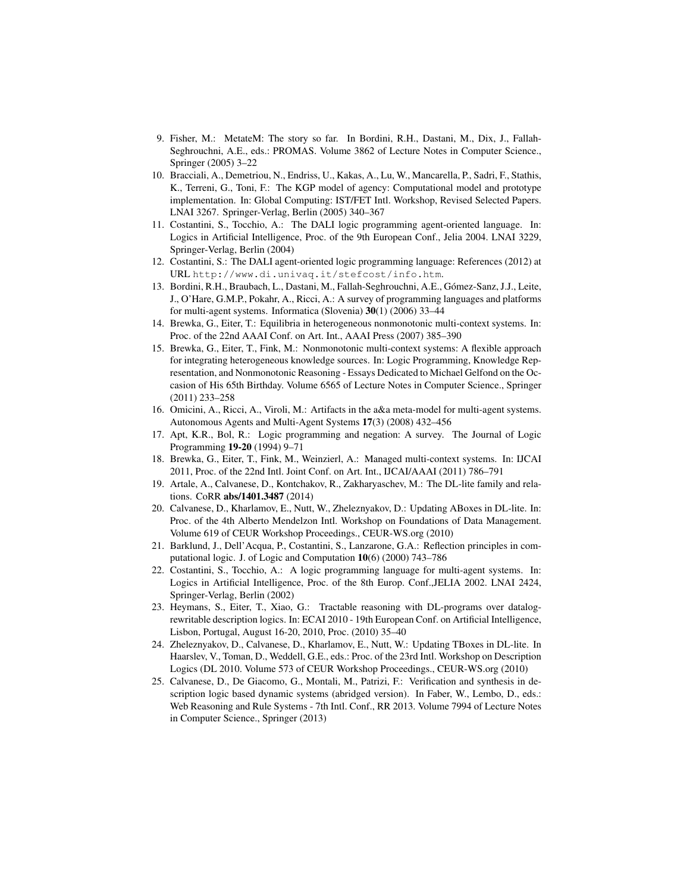9. Fisher, M.: MetateM: The story so far. In Bordini, R.H., Dastani, M., Dix, J., Fallah-Seghrouchni, A.E., eds.: PROMAS. Volume 3862 of Lecture Notes in Computer Science., Springer (2005) 3–22
10. Bracciali, A., Demetriou, N., Endriss, U., Kakas, A., Lu, W., Mancarella, P., Sadri, F., Stathis, K., Terreni, G., Toni, F.: The KGP model of agency: Computational model and prototype implementation. In: Global Computing: IST/FET Intl. Workshop, Revised Selected Papers. LNAI 3267. Springer-Verlag, Berlin (2005) 340–367
11. Costantini, S., Tocchio, A.: The DALI logic programming agent-oriented language. In: Logics in Artificial Intelligence, Proc. of the 9th European Conf., Jelia 2004. LNAI 3229, Springer-Verlag, Berlin (2004)
12. Costantini, S.: The DALI agent-oriented logic programming language: References (2012) at URL `http://www.di.univaq.it/stefcost/info.htm`.
13. Bordini, R.H., Braubach, L., Dastani, M., Fallah-Seghrouchni, A.E., Gómez-Sanz, J.J., Leite, J., O'Hare, G.M.P., Pokahr, A., Ricci, A.: A survey of programming languages and platforms for multi-agent systems. Informatica (Slovenia) **30**(1) (2006) 33–44
14. Brewka, G., Eiter, T.: Equilibria in heterogeneous nonmonotonic multi-context systems. In: Proc. of the 22nd AAAI Conf. on Art. Int., AAAI Press (2007) 385–390
15. Brewka, G., Eiter, T., Fink, M.: Nonmonotonic multi-context systems: A flexible approach for integrating heterogeneous knowledge sources. In: Logic Programming, Knowledge Representation, and Nonmonotonic Reasoning - Essays Dedicated to Michael Gelfond on the Occasion of His 65th Birthday. Volume 6565 of Lecture Notes in Computer Science., Springer (2011) 233–258
16. Omicini, A., Ricci, A., Viroli, M.: Artifacts in the a&a meta-model for multi-agent systems. Autonomous Agents and Multi-Agent Systems **17**(3) (2008) 432–456
17. Apt, K.R., Bol, R.: Logic programming and negation: A survey. The Journal of Logic Programming **19-20** (1994) 9–71
18. Brewka, G., Eiter, T., Fink, M., Weinzierl, A.: Managed multi-context systems. In: IJCAI 2011, Proc. of the 22nd Intl. Joint Conf. on Art. Int., IJCAI/AAAI (2011) 786–791
19. Artale, A., Calvanese, D., Kontchakov, R., Zakharyaschev, M.: The DL-lite family and relations. CoRR **abs/1401.3487** (2014)
20. Calvanese, D., Kharlamov, E., Nutt, W., Zheleznyakov, D.: Updating ABoxes in DL-lite. In: Proc. of the 4th Alberto Mendelzon Intl. Workshop on Foundations of Data Management. Volume 619 of CEUR Workshop Proceedings., CEUR-WS.org (2010)
21. Barklund, J., Dell'Acqua, P., Costantini, S., Lanzarone, G.A.: Reflection principles in computational logic. J. of Logic and Computation **10**(6) (2000) 743–786
22. Costantini, S., Tocchio, A.: A logic programming language for multi-agent systems. In: Logics in Artificial Intelligence, Proc. of the 8th Europ. Conf.,JELIA 2002. LNAI 2424, Springer-Verlag, Berlin (2002)
23. Heymans, S., Eiter, T., Xiao, G.: Tractable reasoning with DL-programs over datalog-rewritable description logics. In: ECAI 2010 - 19th European Conf. on Artificial Intelligence, Lisbon, Portugal, August 16-20, 2010, Proc. (2010) 35–40
24. Zheleznyakov, D., Calvanese, D., Kharlamov, E., Nutt, W.: Updating TBoxes in DL-lite. In Haarslev, V., Toman, D., Weddell, G.E., eds.: Proc. of the 23rd Intl. Workshop on Description Logics (DL 2010. Volume 573 of CEUR Workshop Proceedings., CEUR-WS.org (2010)
25. Calvanese, D., De Giacomo, G., Montali, M., Patrizi, F.: Verification and synthesis in description logic based dynamic systems (abridged version). In Faber, W., Lembo, D., eds.: Web Reasoning and Rule Systems - 7th Intl. Conf., RR 2013. Volume 7994 of Lecture Notes in Computer Science., Springer (2013)